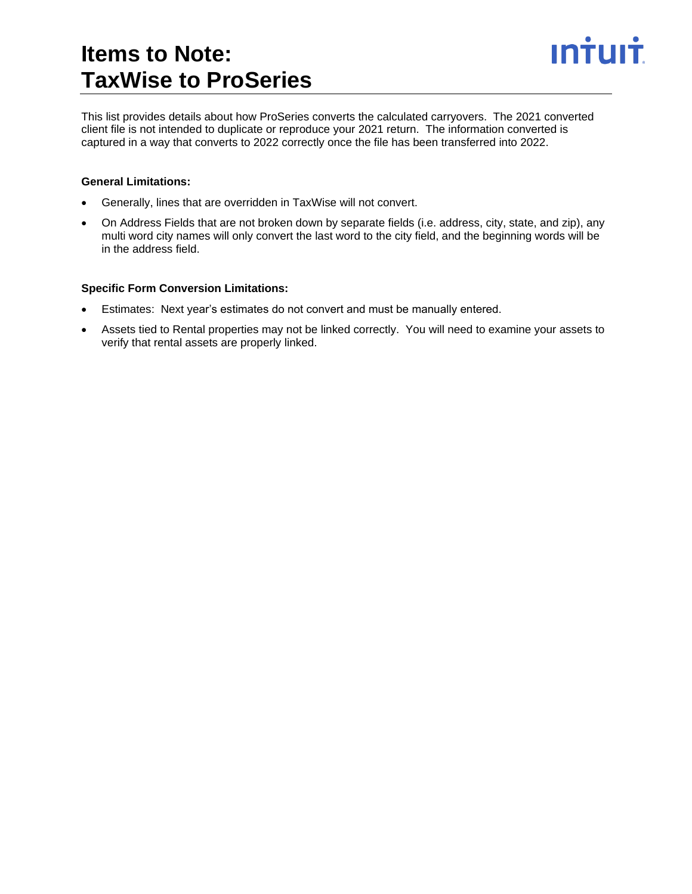# Items to Note: TaxWise to ProSeries

This list provides details about how ProSeries converts the calculated carryovers. The 2021 converted client file is not intended to duplicate or reproduce your 2021 return. The information converted is captured in a way that converts to 2022 correctly once the file has been transferred into 2022.

**General Limitations:**

- Generally, lines that are overridden in TaxWise will not convert.
- On Address Fields that are not broken down by separate fields (i.e. address, city, state, and zip), any multi word city names will only convert the last word to the city field, and the beginning words will be in the address field.

**Specific Form Conversion Limitations:**

- Estimates: Next year's estimates do not convert and must be manually entered.
- Assets tied to Rental properties may not be linked correctly. You will need to examine your assets to verify that rental assets are properly linked.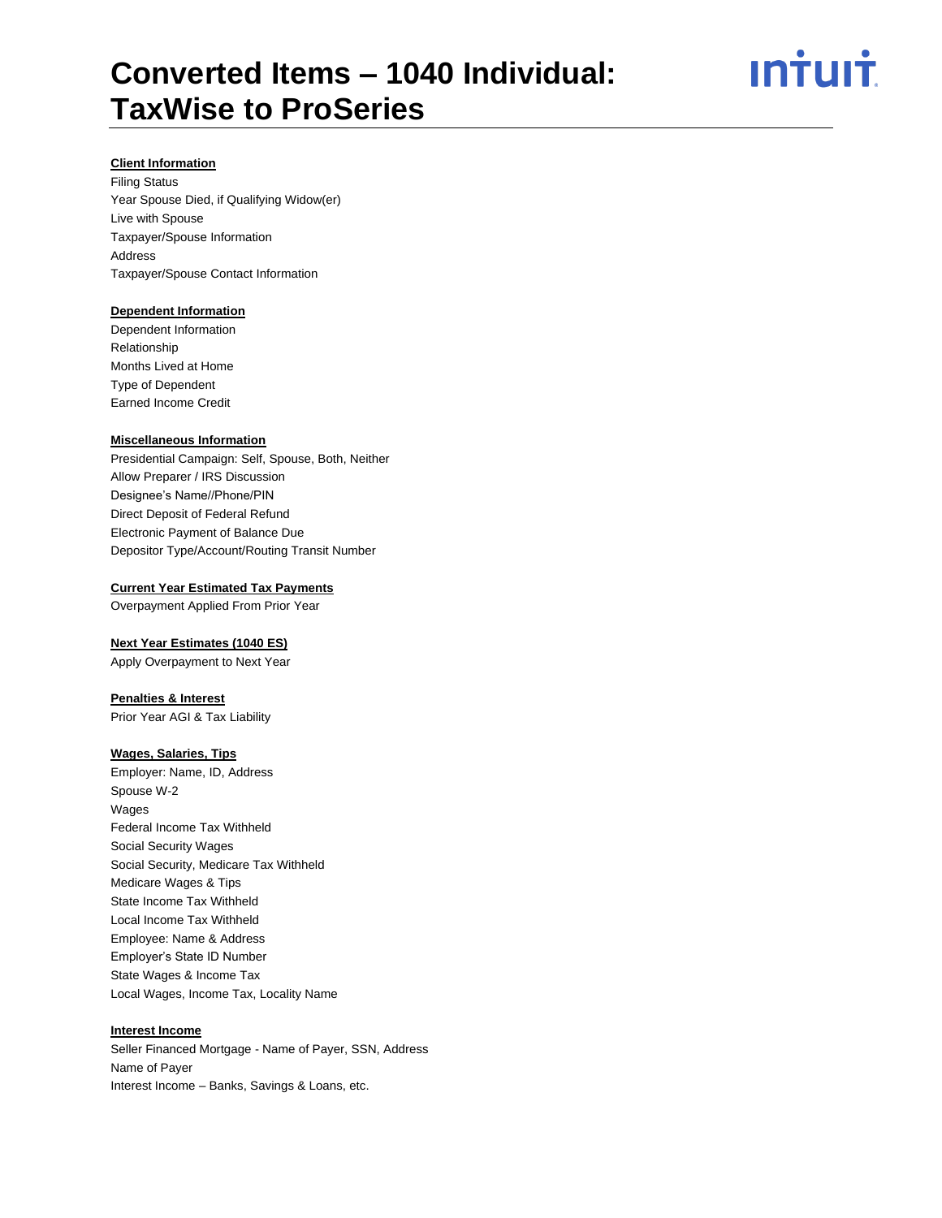# Converted Items – 1040 Individual: TaxWise to ProSeries

**Client Information**

Filing Status
Year Spouse Died, if Qualifying Widow(er)
Live with Spouse
Taxpayer/Spouse Information
Address
Taxpayer/Spouse Contact Information

**Dependent Information**

Dependent Information
Relationship
Months Lived at Home
Type of Dependent
Earned Income Credit

**Miscellaneous Information**

Presidential Campaign: Self, Spouse, Both, Neither
Allow Preparer / IRS Discussion
Designee's Name//Phone/PIN
Direct Deposit of Federal Refund
Electronic Payment of Balance Due
Depositor Type/Account/Routing Transit Number

**Current Year Estimated Tax Payments**

Overpayment Applied From Prior Year

**Next Year Estimates (1040 ES)**

Apply Overpayment to Next Year

**Penalties & Interest**

Prior Year AGI & Tax Liability

**Wages, Salaries, Tips**

Employer: Name, ID, Address
Spouse W-2
Wages
Federal Income Tax Withheld
Social Security Wages
Social Security, Medicare Tax Withheld
Medicare Wages & Tips
State Income Tax Withheld
Local Income Tax Withheld
Employee: Name & Address
Employer's State ID Number
State Wages & Income Tax
Local Wages, Income Tax, Locality Name

**Interest Income**

Seller Financed Mortgage - Name of Payer, SSN, Address
Name of Payer
Interest Income – Banks, Savings & Loans, etc.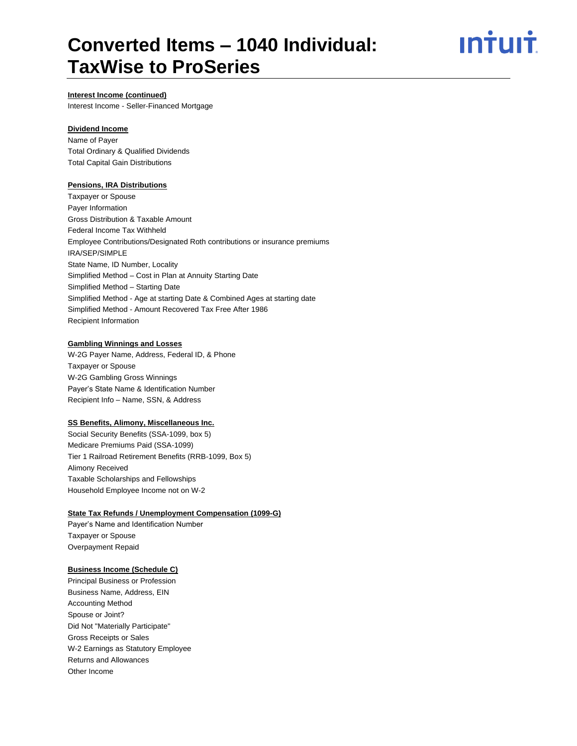**Interest Income (continued)**

Interest Income - Seller-Financed Mortgage

**Dividend Income**

Name of Payer
Total Ordinary & Qualified Dividends
Total Capital Gain Distributions

**Pensions, IRA Distributions**

Taxpayer or Spouse
Payer Information
Gross Distribution & Taxable Amount
Federal Income Tax Withheld
Employee Contributions/Designated Roth contributions or insurance premiums
IRA/SEP/SIMPLE
State Name, ID Number, Locality
Simplified Method – Cost in Plan at Annuity Starting Date
Simplified Method – Starting Date
Simplified Method - Age at starting Date & Combined Ages at starting date
Simplified Method - Amount Recovered Tax Free After 1986
Recipient Information

**Gambling Winnings and Losses**

W-2G Payer Name, Address, Federal ID, & Phone
Taxpayer or Spouse
W-2G Gambling Gross Winnings
Payer's State Name & Identification Number
Recipient Info – Name, SSN, & Address

**SS Benefits, Alimony, Miscellaneous Inc.**

Social Security Benefits (SSA-1099, box 5)
Medicare Premiums Paid (SSA-1099)
Tier 1 Railroad Retirement Benefits (RRB-1099, Box 5)
Alimony Received
Taxable Scholarships and Fellowships
Household Employee Income not on W-2

**State Tax Refunds / Unemployment Compensation (1099-G)**

Payer's Name and Identification Number
Taxpayer or Spouse
Overpayment Repaid

**Business Income (Schedule C)**

Principal Business or Profession
Business Name, Address, EIN
Accounting Method
Spouse or Joint?
Did Not "Materially Participate"
Gross Receipts or Sales
W-2 Earnings as Statutory Employee
Returns and Allowances
Other Income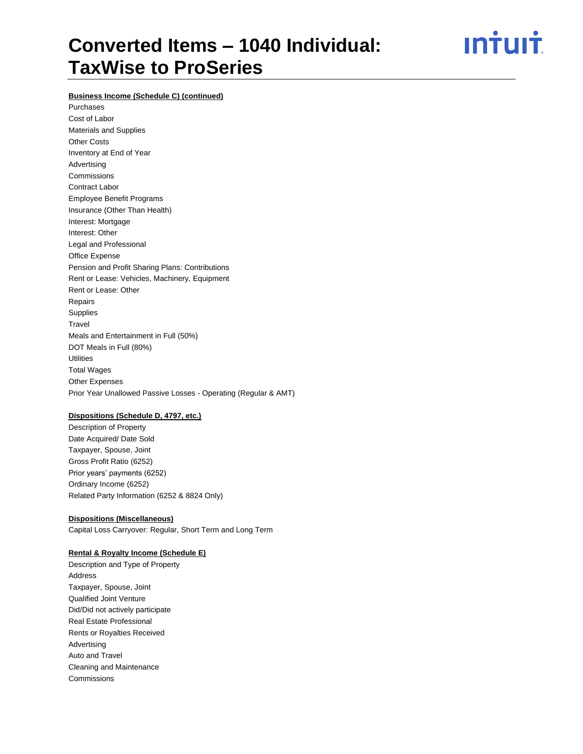**Business Income (Schedule C) (continued)**

Purchases
Cost of Labor
Materials and Supplies
Other Costs
Inventory at End of Year
Advertising
Commissions
Contract Labor
Employee Benefit Programs
Insurance (Other Than Health)
Interest: Mortgage
Interest: Other
Legal and Professional
Office Expense
Pension and Profit Sharing Plans: Contributions
Rent or Lease: Vehicles, Machinery, Equipment
Rent or Lease: Other
Repairs
Supplies
Travel
Meals and Entertainment in Full (50%)
DOT Meals in Full (80%)
Utilities
Total Wages
Other Expenses
Prior Year Unallowed Passive Losses - Operating (Regular & AMT)

**Dispositions (Schedule D, 4797, etc.)**

Description of Property
Date Acquired/ Date Sold
Taxpayer, Spouse, Joint
Gross Profit Ratio (6252)
Prior years' payments (6252)
Ordinary Income (6252)
Related Party Information (6252 & 8824 Only)

**Dispositions (Miscellaneous)**

Capital Loss Carryover: Regular, Short Term and Long Term

**Rental & Royalty Income (Schedule E)**

Description and Type of Property
Address
Taxpayer, Spouse, Joint
Qualified Joint Venture
Did/Did not actively participate
Real Estate Professional
Rents or Royalties Received
Advertising
Auto and Travel
Cleaning and Maintenance
Commissions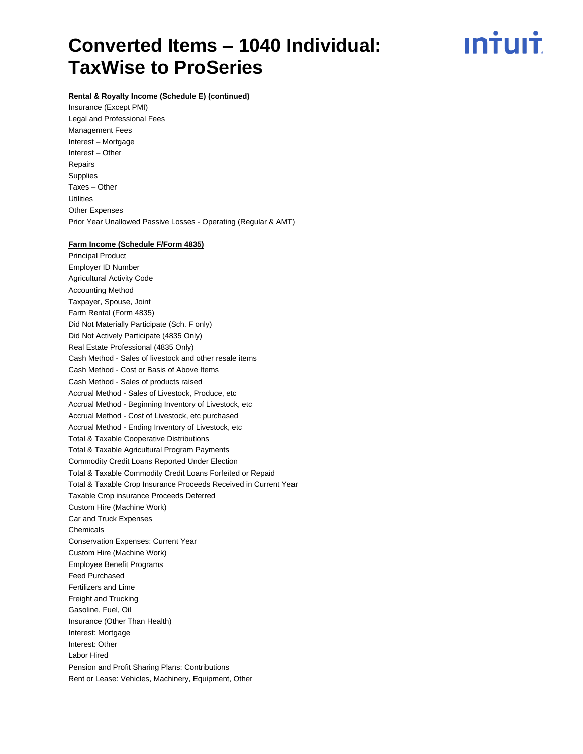**Rental & Royalty Income (Schedule E) (continued)**

Insurance (Except PMI)
Legal and Professional Fees
Management Fees
Interest – Mortgage
Interest – Other
Repairs
Supplies
Taxes – Other
Utilities
Other Expenses
Prior Year Unallowed Passive Losses - Operating (Regular & AMT)

**Farm Income (Schedule F/Form 4835)**

Principal Product
Employer ID Number
Agricultural Activity Code
Accounting Method
Taxpayer, Spouse, Joint
Farm Rental (Form 4835)
Did Not Materially Participate (Sch. F only)
Did Not Actively Participate (4835 Only)
Real Estate Professional (4835 Only)
Cash Method - Sales of livestock and other resale items
Cash Method - Cost or Basis of Above Items
Cash Method - Sales of products raised
Accrual Method - Sales of Livestock, Produce, etc
Accrual Method - Beginning Inventory of Livestock, etc
Accrual Method - Cost of Livestock, etc purchased
Accrual Method - Ending Inventory of Livestock, etc
Total & Taxable Cooperative Distributions
Total & Taxable Agricultural Program Payments
Commodity Credit Loans Reported Under Election
Total & Taxable Commodity Credit Loans Forfeited or Repaid
Total & Taxable Crop Insurance Proceeds Received in Current Year
Taxable Crop insurance Proceeds Deferred
Custom Hire (Machine Work)
Car and Truck Expenses
Chemicals
Conservation Expenses: Current Year
Custom Hire (Machine Work)
Employee Benefit Programs
Feed Purchased
Fertilizers and Lime
Freight and Trucking
Gasoline, Fuel, Oil
Insurance (Other Than Health)
Interest: Mortgage
Interest: Other
Labor Hired
Pension and Profit Sharing Plans: Contributions
Rent or Lease: Vehicles, Machinery, Equipment, Other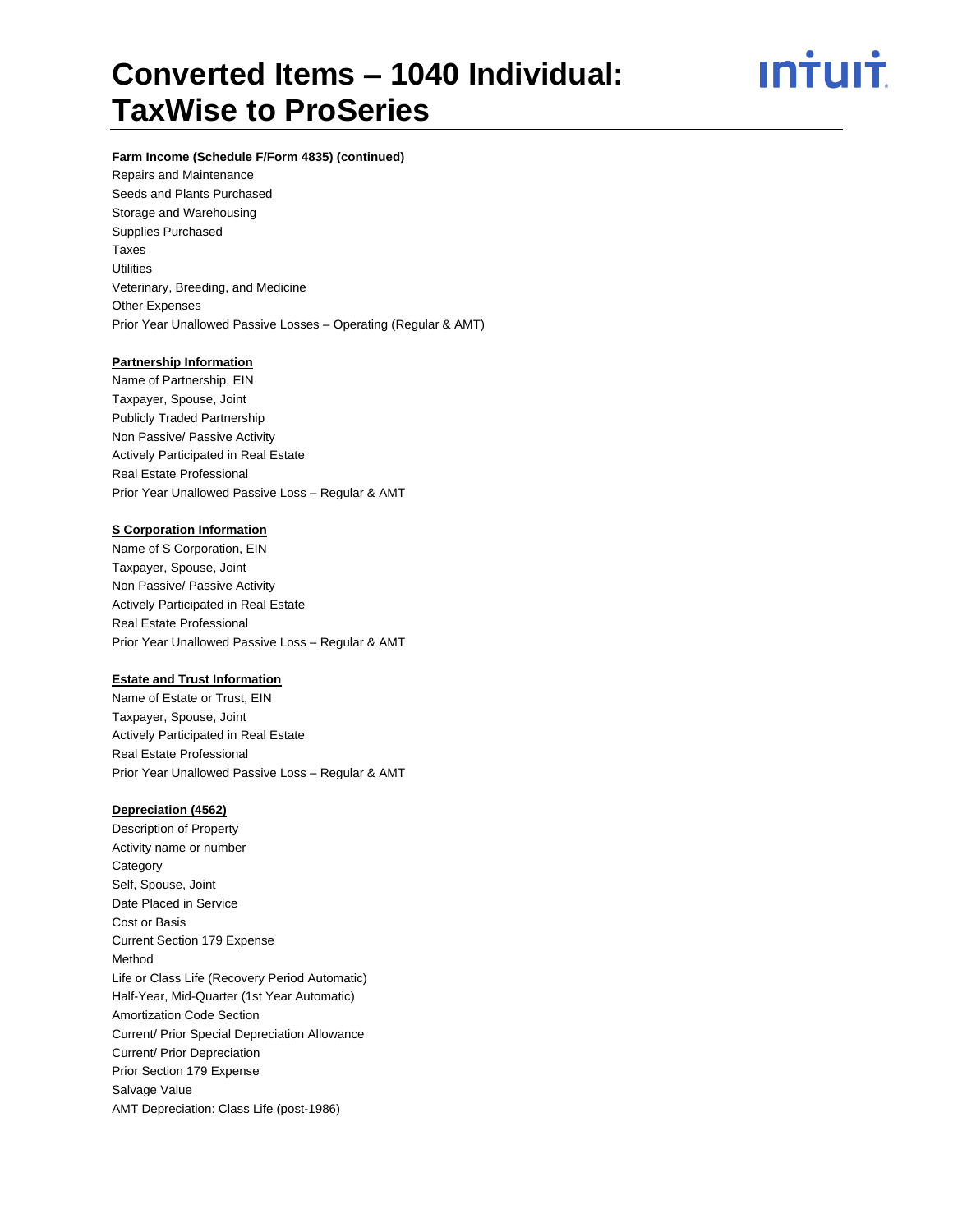# Converted Items – 1040 Individual: TaxWise to ProSeries

**Farm Income (Schedule F/Form 4835) (continued)**

Repairs and Maintenance
Seeds and Plants Purchased
Storage and Warehousing
Supplies Purchased
Taxes
Utilities
Veterinary, Breeding, and Medicine
Other Expenses
Prior Year Unallowed Passive Losses – Operating (Regular & AMT)

**Partnership Information**

Name of Partnership, EIN
Taxpayer, Spouse, Joint
Publicly Traded Partnership
Non Passive/ Passive Activity
Actively Participated in Real Estate
Real Estate Professional
Prior Year Unallowed Passive Loss – Regular & AMT

**S Corporation Information**

Name of S Corporation, EIN
Taxpayer, Spouse, Joint
Non Passive/ Passive Activity
Actively Participated in Real Estate
Real Estate Professional
Prior Year Unallowed Passive Loss – Regular & AMT

**Estate and Trust Information**

Name of Estate or Trust, EIN
Taxpayer, Spouse, Joint
Actively Participated in Real Estate
Real Estate Professional
Prior Year Unallowed Passive Loss – Regular & AMT

**Depreciation (4562)**

Description of Property
Activity name or number
Category
Self, Spouse, Joint
Date Placed in Service
Cost or Basis
Current Section 179 Expense
Method
Life or Class Life (Recovery Period Automatic)
Half-Year, Mid-Quarter (1st Year Automatic)
Amortization Code Section
Current/ Prior Special Depreciation Allowance
Current/ Prior Depreciation
Prior Section 179 Expense
Salvage Value
AMT Depreciation: Class Life (post-1986)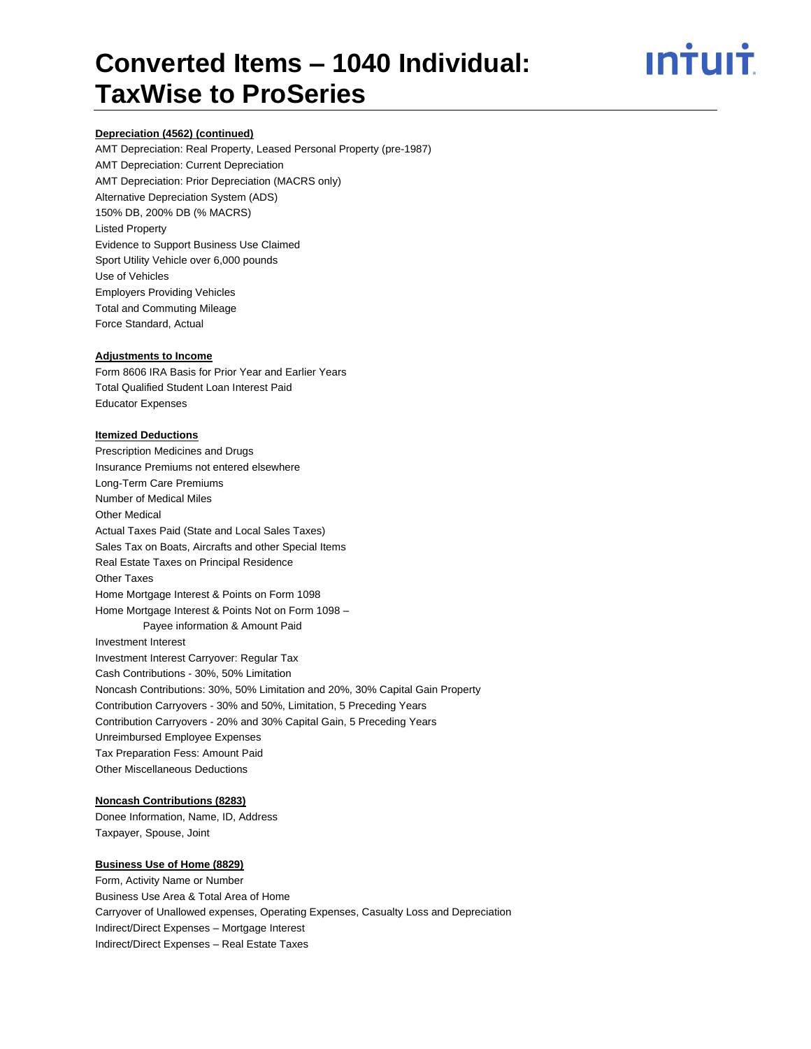# Converted Items – 1040 Individual: TaxWise to ProSeries

**Depreciation (4562) (continued)**

AMT Depreciation: Real Property, Leased Personal Property (pre-1987)
AMT Depreciation: Current Depreciation
AMT Depreciation: Prior Depreciation (MACRS only)
Alternative Depreciation System (ADS)
150% DB, 200% DB (% MACRS)
Listed Property
Evidence to Support Business Use Claimed
Sport Utility Vehicle over 6,000 pounds
Use of Vehicles
Employers Providing Vehicles
Total and Commuting Mileage
Force Standard, Actual

**Adjustments to Income**

Form 8606 IRA Basis for Prior Year and Earlier Years
Total Qualified Student Loan Interest Paid
Educator Expenses

**Itemized Deductions**

Prescription Medicines and Drugs
Insurance Premiums not entered elsewhere
Long-Term Care Premiums
Number of Medical Miles
Other Medical
Actual Taxes Paid (State and Local Sales Taxes)
Sales Tax on Boats, Aircrafts and other Special Items
Real Estate Taxes on Principal Residence
Other Taxes
Home Mortgage Interest & Points on Form 1098
Home Mortgage Interest & Points Not on Form 1098 –
    Payee information & Amount Paid
Investment Interest
Investment Interest Carryover: Regular Tax
Cash Contributions - 30%, 50% Limitation
Noncash Contributions: 30%, 50% Limitation and 20%, 30% Capital Gain Property
Contribution Carryovers - 30% and 50%, Limitation, 5 Preceding Years
Contribution Carryovers - 20% and 30% Capital Gain, 5 Preceding Years
Unreimbursed Employee Expenses
Tax Preparation Fess: Amount Paid
Other Miscellaneous Deductions

**Noncash Contributions (8283)**

Donee Information, Name, ID, Address
Taxpayer, Spouse, Joint

**Business Use of Home (8829)**

Form, Activity Name or Number
Business Use Area & Total Area of Home
Carryover of Unallowed expenses, Operating Expenses, Casualty Loss and Depreciation
Indirect/Direct Expenses – Mortgage Interest
Indirect/Direct Expenses – Real Estate Taxes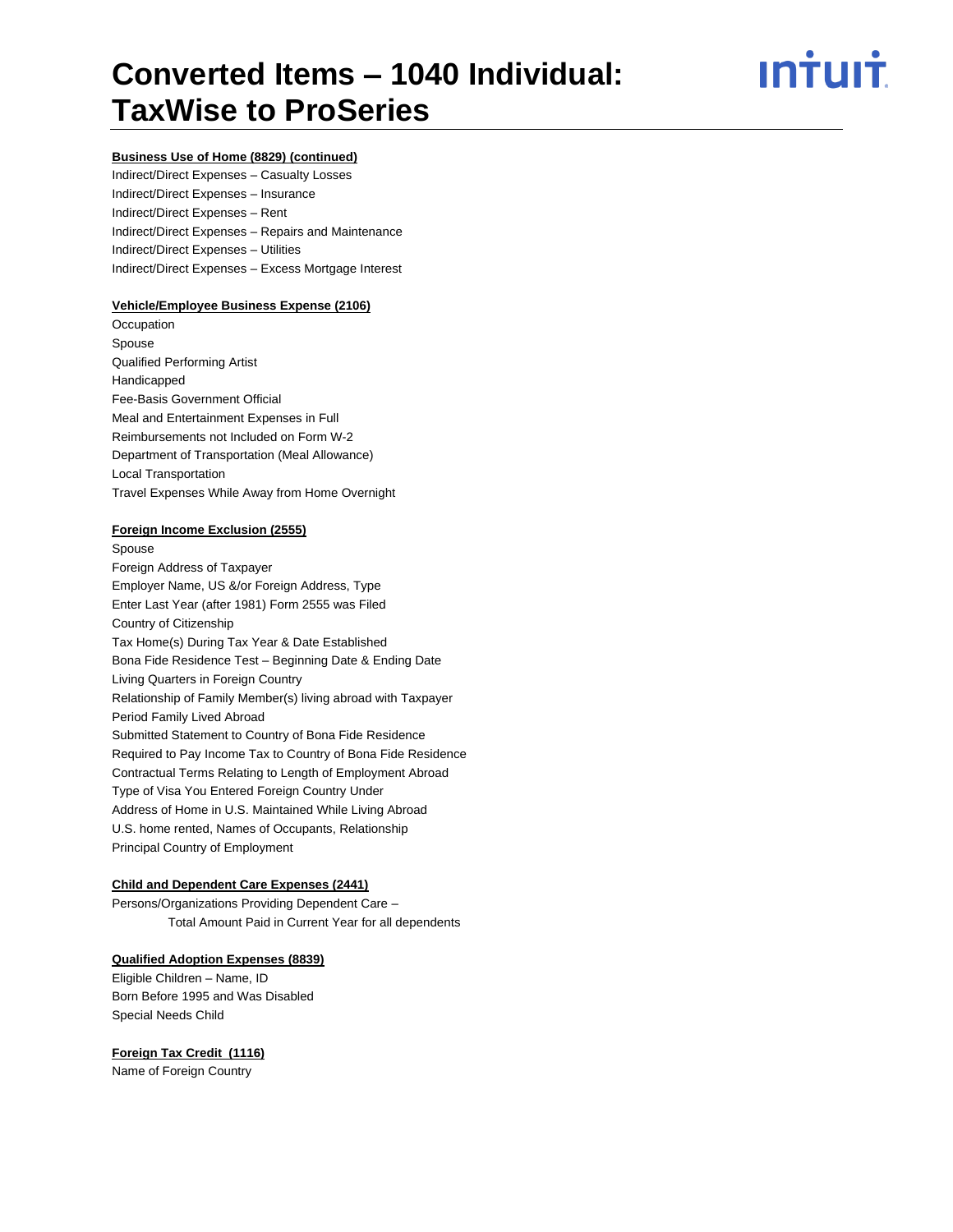**Business Use of Home (8829) (continued)**

Indirect/Direct Expenses – Casualty Losses
Indirect/Direct Expenses – Insurance
Indirect/Direct Expenses – Rent
Indirect/Direct Expenses – Repairs and Maintenance
Indirect/Direct Expenses – Utilities
Indirect/Direct Expenses – Excess Mortgage Interest

**Vehicle/Employee Business Expense (2106)**

Occupation
Spouse
Qualified Performing Artist
Handicapped
Fee-Basis Government Official
Meal and Entertainment Expenses in Full
Reimbursements not Included on Form W-2
Department of Transportation (Meal Allowance)
Local Transportation
Travel Expenses While Away from Home Overnight

**Foreign Income Exclusion (2555)**

Spouse
Foreign Address of Taxpayer
Employer Name, US &/or Foreign Address, Type
Enter Last Year (after 1981) Form 2555 was Filed
Country of Citizenship
Tax Home(s) During Tax Year & Date Established
Bona Fide Residence Test – Beginning Date & Ending Date
Living Quarters in Foreign Country
Relationship of Family Member(s) living abroad with Taxpayer
Period Family Lived Abroad
Submitted Statement to Country of Bona Fide Residence
Required to Pay Income Tax to Country of Bona Fide Residence
Contractual Terms Relating to Length of Employment Abroad
Type of Visa You Entered Foreign Country Under
Address of Home in U.S. Maintained While Living Abroad
U.S. home rented, Names of Occupants, Relationship
Principal Country of Employment

**Child and Dependent Care Expenses (2441)**

Persons/Organizations Providing Dependent Care –
    Total Amount Paid in Current Year for all dependents

**Qualified Adoption Expenses (8839)**

Eligible Children – Name, ID
Born Before 1995 and Was Disabled
Special Needs Child

**Foreign Tax Credit (1116)**

Name of Foreign Country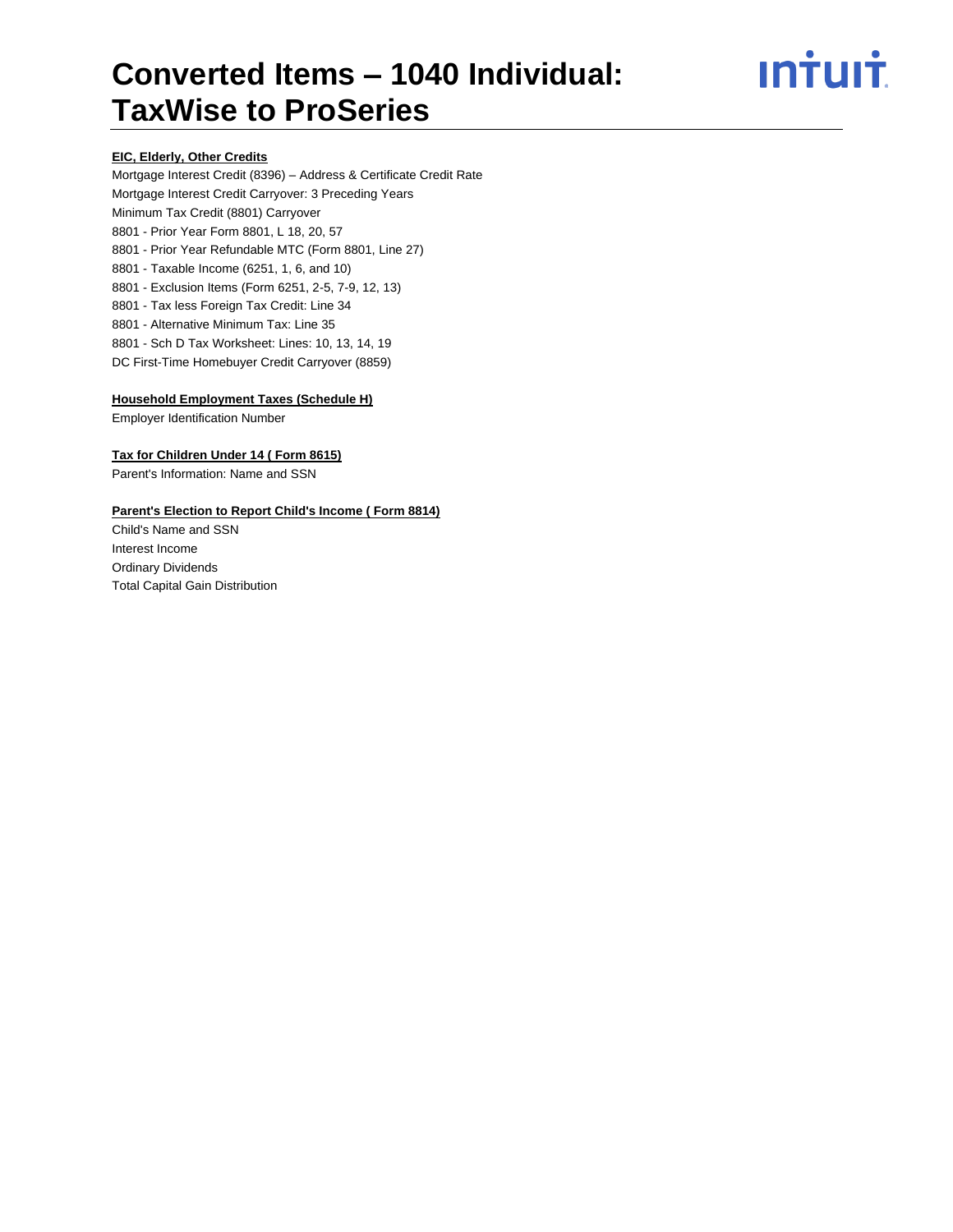# Converted Items – 1040 Individual: TaxWise to ProSeries

**EIC, Elderly, Other Credits**

Mortgage Interest Credit (8396) – Address & Certificate Credit Rate
Mortgage Interest Credit Carryover: 3 Preceding Years
Minimum Tax Credit (8801) Carryover
8801 - Prior Year Form 8801, L 18, 20, 57
8801 - Prior Year Refundable MTC (Form 8801, Line 27)
8801 - Taxable Income (6251, 1, 6, and 10)
8801 - Exclusion Items (Form 6251, 2-5, 7-9, 12, 13)
8801 - Tax less Foreign Tax Credit: Line 34
8801 - Alternative Minimum Tax: Line 35
8801 - Sch D Tax Worksheet: Lines: 10, 13, 14, 19
DC First-Time Homebuyer Credit Carryover (8859)

**Household Employment Taxes (Schedule H)**

Employer Identification Number

**Tax for Children Under 14 ( Form 8615)**

Parent's Information: Name and SSN

**Parent's Election to Report Child's Income ( Form 8814)**

Child's Name and SSN
Interest Income
Ordinary Dividends
Total Capital Gain Distribution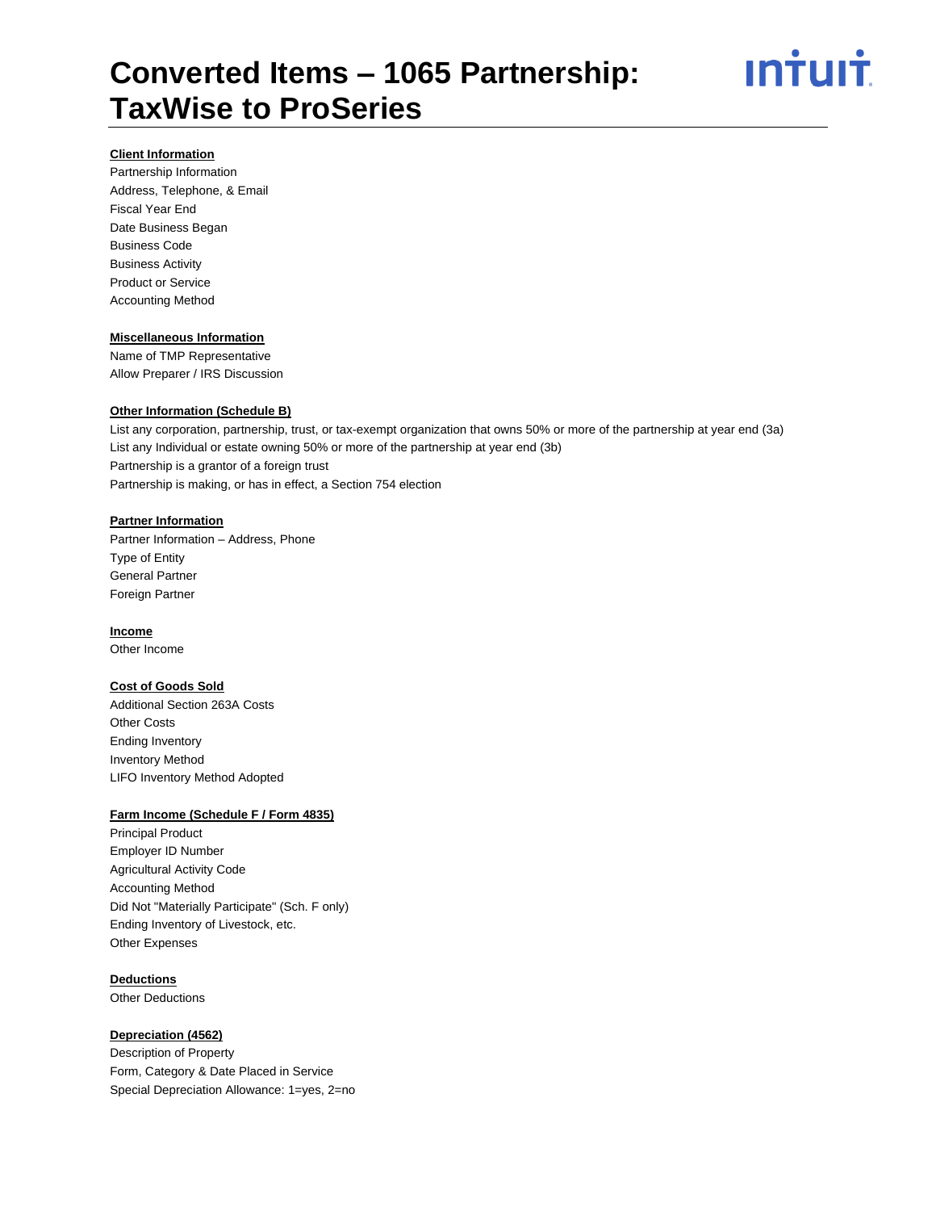# Converted Items – 1065 Partnership: TaxWise to ProSeries

**Client Information**

Partnership Information
Address, Telephone, & Email
Fiscal Year End
Date Business Began
Business Code
Business Activity
Product or Service
Accounting Method

**Miscellaneous Information**

Name of TMP Representative
Allow Preparer / IRS Discussion

**Other Information (Schedule B)**

List any corporation, partnership, trust, or tax-exempt organization that owns 50% or more of the partnership at year end (3a)
List any Individual or estate owning 50% or more of the partnership at year end (3b)
Partnership is a grantor of a foreign trust
Partnership is making, or has in effect, a Section 754 election

**Partner Information**

Partner Information – Address, Phone
Type of Entity
General Partner
Foreign Partner

**Income**

Other Income

**Cost of Goods Sold**

Additional Section 263A Costs
Other Costs
Ending Inventory
Inventory Method
LIFO Inventory Method Adopted

**Farm Income (Schedule F / Form 4835)**

Principal Product
Employer ID Number
Agricultural Activity Code
Accounting Method
Did Not "Materially Participate" (Sch. F only)
Ending Inventory of Livestock, etc.
Other Expenses

**Deductions**

Other Deductions

**Depreciation (4562)**

Description of Property
Form, Category & Date Placed in Service
Special Depreciation Allowance: 1=yes, 2=no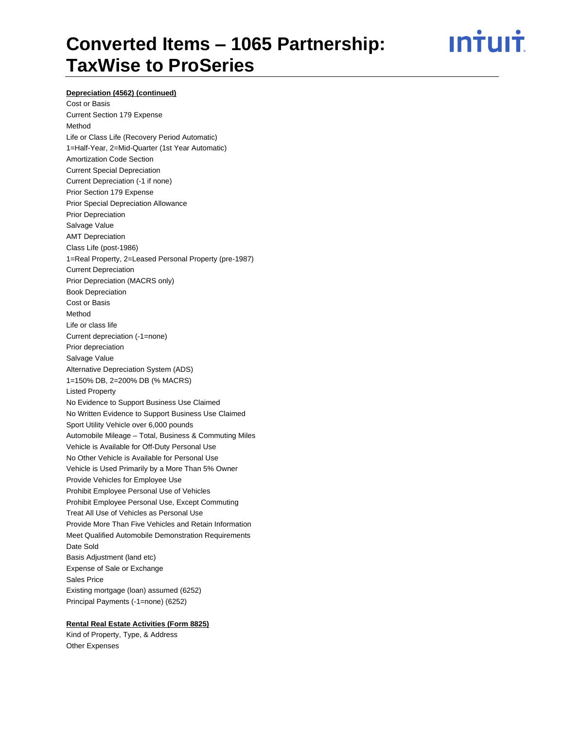# Converted Items – 1065 Partnership: TaxWise to ProSeries

**Depreciation (4562) (continued)**

Cost or Basis
Current Section 179 Expense
Method
Life or Class Life (Recovery Period Automatic)
1=Half-Year, 2=Mid-Quarter (1st Year Automatic)
Amortization Code Section
Current Special Depreciation
Current Depreciation (-1 if none)
Prior Section 179 Expense
Prior Special Depreciation Allowance
Prior Depreciation
Salvage Value
AMT Depreciation
Class Life (post-1986)
1=Real Property, 2=Leased Personal Property (pre-1987)
Current Depreciation
Prior Depreciation (MACRS only)
Book Depreciation
Cost or Basis
Method
Life or class life
Current depreciation (-1=none)
Prior depreciation
Salvage Value
Alternative Depreciation System (ADS)
1=150% DB, 2=200% DB (% MACRS)
Listed Property
No Evidence to Support Business Use Claimed
No Written Evidence to Support Business Use Claimed
Sport Utility Vehicle over 6,000 pounds
Automobile Mileage – Total, Business & Commuting Miles
Vehicle is Available for Off-Duty Personal Use
No Other Vehicle is Available for Personal Use
Vehicle is Used Primarily by a More Than 5% Owner
Provide Vehicles for Employee Use
Prohibit Employee Personal Use of Vehicles
Prohibit Employee Personal Use, Except Commuting
Treat All Use of Vehicles as Personal Use
Provide More Than Five Vehicles and Retain Information
Meet Qualified Automobile Demonstration Requirements
Date Sold
Basis Adjustment (land etc)
Expense of Sale or Exchange
Sales Price
Existing mortgage (loan) assumed (6252)
Principal Payments (-1=none) (6252)

**Rental Real Estate Activities (Form 8825)**

Kind of Property, Type, & Address
Other Expenses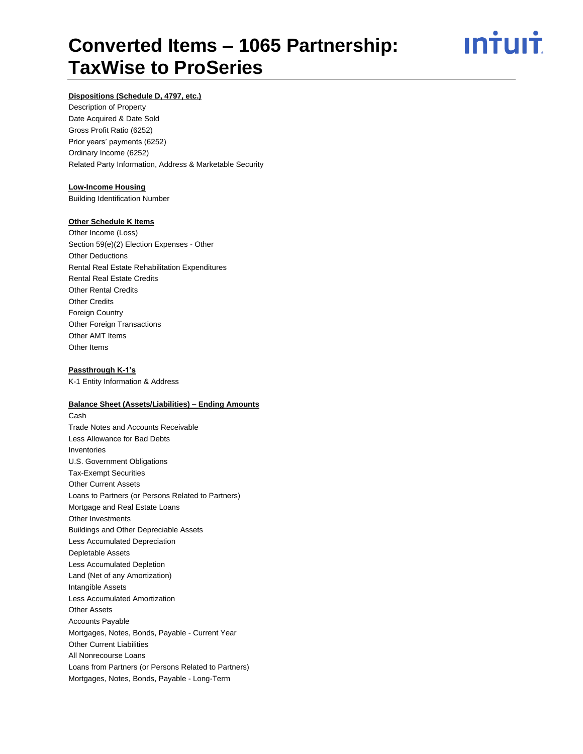# Converted Items – 1065 Partnership: TaxWise to ProSeries

**Dispositions (Schedule D, 4797, etc.)**

Description of Property
Date Acquired & Date Sold
Gross Profit Ratio (6252)
Prior years' payments (6252)
Ordinary Income (6252)
Related Party Information, Address & Marketable Security

**Low-Income Housing**

Building Identification Number

**Other Schedule K Items**

Other Income (Loss)
Section 59(e)(2) Election Expenses - Other
Other Deductions
Rental Real Estate Rehabilitation Expenditures
Rental Real Estate Credits
Other Rental Credits
Other Credits
Foreign Country
Other Foreign Transactions
Other AMT Items
Other Items

**Passthrough K-1's**

K-1 Entity Information & Address

**Balance Sheet (Assets/Liabilities) – Ending Amounts**

Cash
Trade Notes and Accounts Receivable
Less Allowance for Bad Debts
Inventories
U.S. Government Obligations
Tax-Exempt Securities
Other Current Assets
Loans to Partners (or Persons Related to Partners)
Mortgage and Real Estate Loans
Other Investments
Buildings and Other Depreciable Assets
Less Accumulated Depreciation
Depletable Assets
Less Accumulated Depletion
Land (Net of any Amortization)
Intangible Assets
Less Accumulated Amortization
Other Assets
Accounts Payable
Mortgages, Notes, Bonds, Payable - Current Year
Other Current Liabilities
All Nonrecourse Loans
Loans from Partners (or Persons Related to Partners)
Mortgages, Notes, Bonds, Payable - Long-Term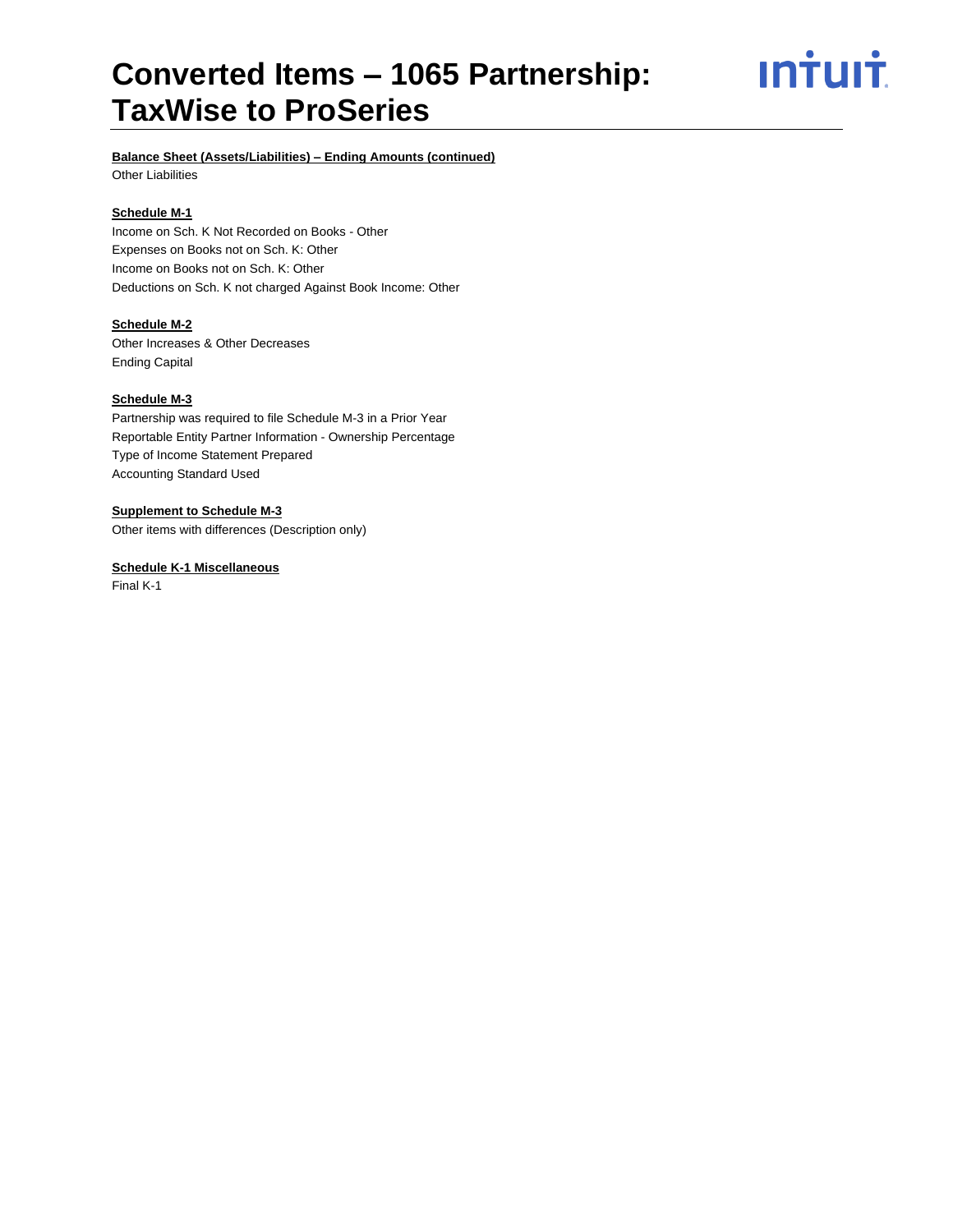**Balance Sheet (Assets/Liabilities) – Ending Amounts (continued)**

Other Liabilities

**Schedule M-1**

Income on Sch. K Not Recorded on Books - Other
Expenses on Books not on Sch. K: Other
Income on Books not on Sch. K: Other
Deductions on Sch. K not charged Against Book Income: Other

**Schedule M-2**

Other Increases & Other Decreases
Ending Capital

**Schedule M-3**

Partnership was required to file Schedule M-3 in a Prior Year
Reportable Entity Partner Information - Ownership Percentage
Type of Income Statement Prepared
Accounting Standard Used

**Supplement to Schedule M-3**

Other items with differences (Description only)

**Schedule K-1 Miscellaneous**

Final K-1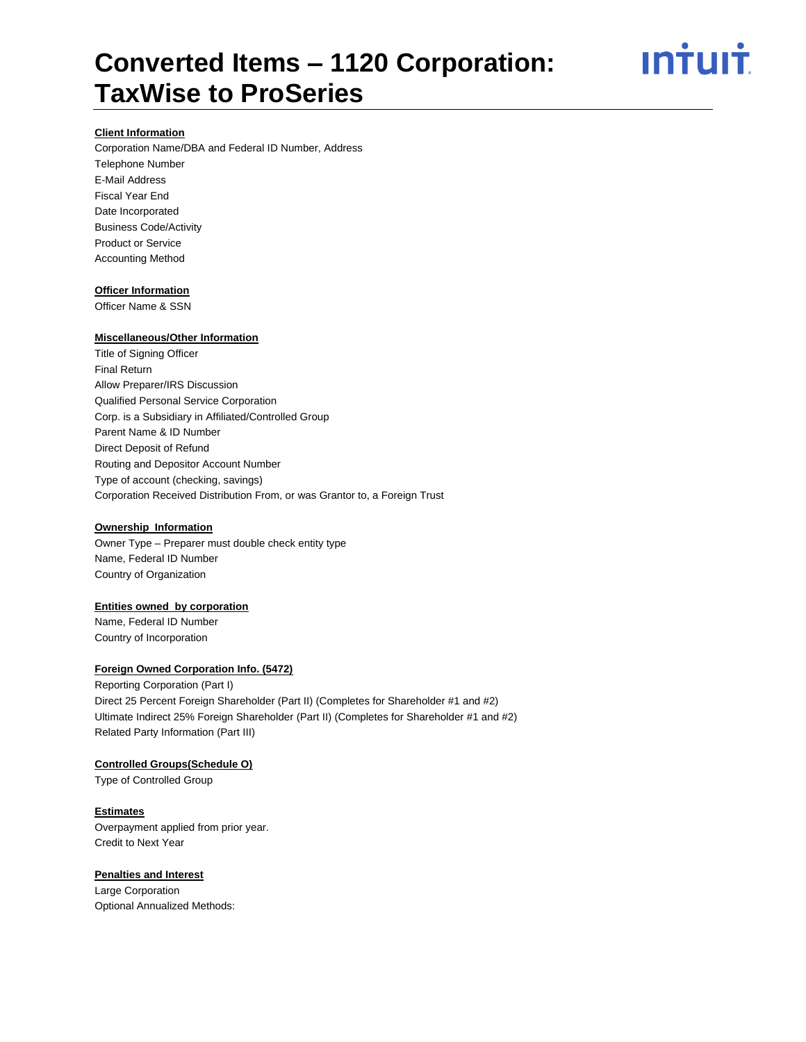# Converted Items – 1120 Corporation: TaxWise to ProSeries

**Client Information**

Corporation Name/DBA and Federal ID Number, Address
Telephone Number
E-Mail Address
Fiscal Year End
Date Incorporated
Business Code/Activity
Product or Service
Accounting Method

**Officer Information**

Officer Name & SSN

**Miscellaneous/Other Information**

Title of Signing Officer
Final Return
Allow Preparer/IRS Discussion
Qualified Personal Service Corporation
Corp. is a Subsidiary in Affiliated/Controlled Group
Parent Name & ID Number
Direct Deposit of Refund
Routing and Depositor Account Number
Type of account (checking, savings)
Corporation Received Distribution From, or was Grantor to, a Foreign Trust

**Ownership Information**

Owner Type – Preparer must double check entity type
Name, Federal ID Number
Country of Organization

**Entities owned by corporation**

Name, Federal ID Number
Country of Incorporation

**Foreign Owned Corporation Info. (5472)**

Reporting Corporation (Part I)
Direct 25 Percent Foreign Shareholder (Part II) (Completes for Shareholder #1 and #2)
Ultimate Indirect 25% Foreign Shareholder (Part II) (Completes for Shareholder #1 and #2)
Related Party Information (Part III)

**Controlled Groups(Schedule O)**

Type of Controlled Group

**Estimates**

Overpayment applied from prior year.
Credit to Next Year

**Penalties and Interest**

Large Corporation
Optional Annualized Methods: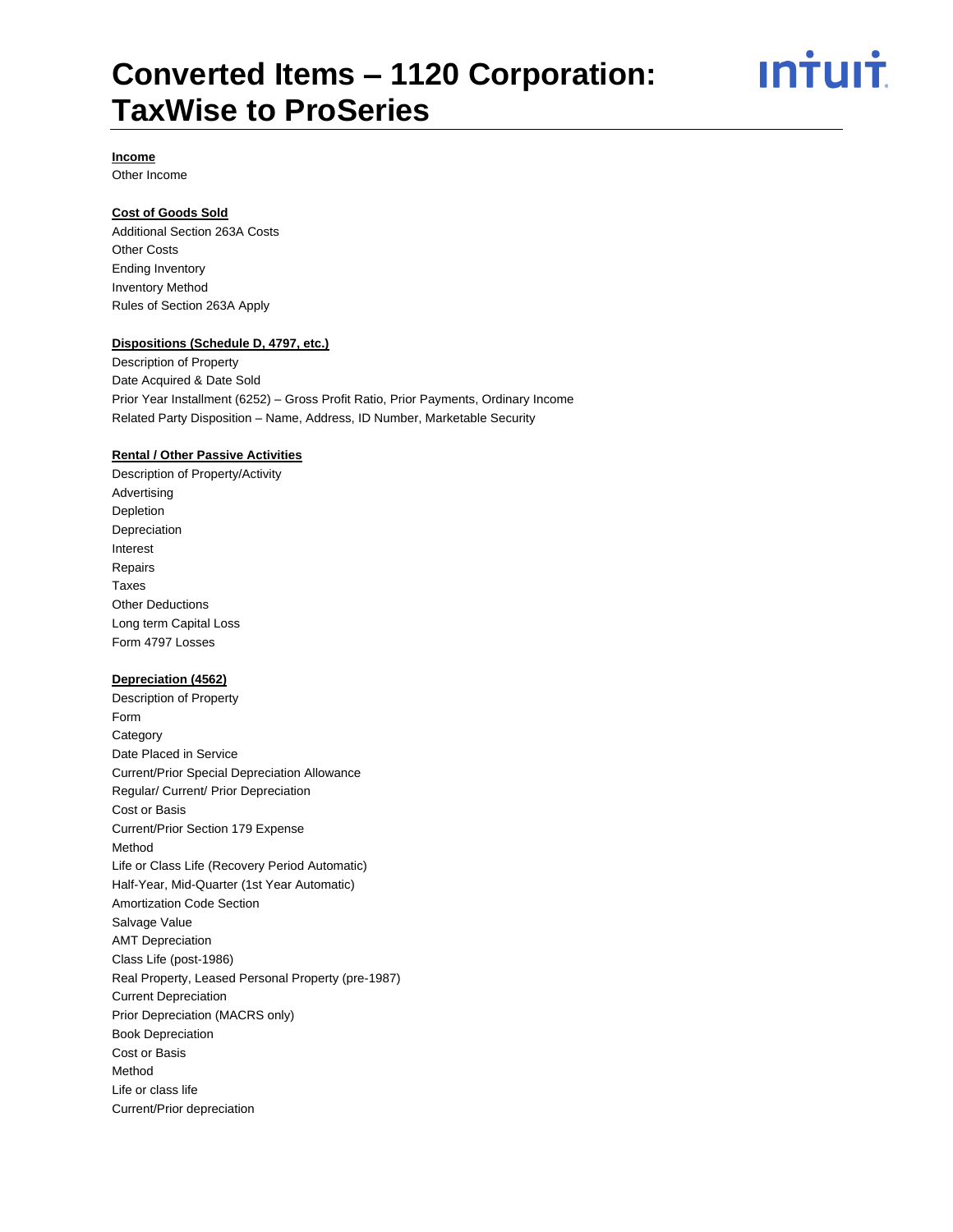# Converted Items – 1120 Corporation: TaxWise to ProSeries

**Income**

Other Income

**Cost of Goods Sold**

Additional Section 263A Costs
Other Costs
Ending Inventory
Inventory Method
Rules of Section 263A Apply

**Dispositions (Schedule D, 4797, etc.)**

Description of Property
Date Acquired & Date Sold
Prior Year Installment (6252) – Gross Profit Ratio, Prior Payments, Ordinary Income
Related Party Disposition – Name, Address, ID Number, Marketable Security

**Rental / Other Passive Activities**

Description of Property/Activity
Advertising
Depletion
Depreciation
Interest
Repairs
Taxes
Other Deductions
Long term Capital Loss
Form 4797 Losses

**Depreciation (4562)**

Description of Property
Form
Category
Date Placed in Service
Current/Prior Special Depreciation Allowance
Regular/ Current/ Prior Depreciation
Cost or Basis
Current/Prior Section 179 Expense
Method
Life or Class Life (Recovery Period Automatic)
Half-Year, Mid-Quarter (1st Year Automatic)
Amortization Code Section
Salvage Value
AMT Depreciation
Class Life (post-1986)
Real Property, Leased Personal Property (pre-1987)
Current Depreciation
Prior Depreciation (MACRS only)
Book Depreciation
Cost or Basis
Method
Life or class life
Current/Prior depreciation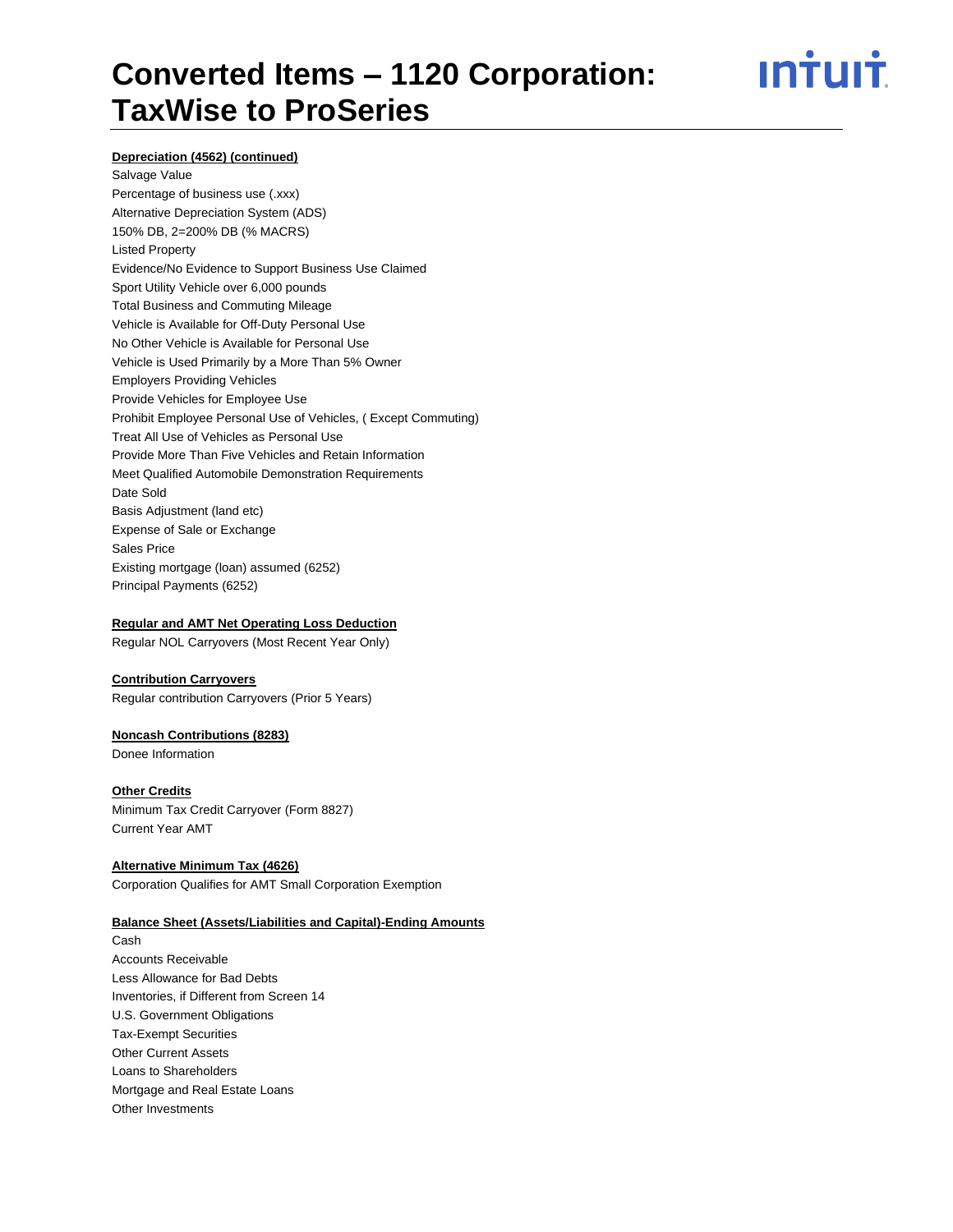# Converted Items – 1120 Corporation: TaxWise to ProSeries

**Depreciation (4562) (continued)**

Salvage Value
Percentage of business use (.xxx)
Alternative Depreciation System (ADS)
150% DB, 2=200% DB (% MACRS)
Listed Property
Evidence/No Evidence to Support Business Use Claimed
Sport Utility Vehicle over 6,000 pounds
Total Business and Commuting Mileage
Vehicle is Available for Off-Duty Personal Use
No Other Vehicle is Available for Personal Use
Vehicle is Used Primarily by a More Than 5% Owner
Employers Providing Vehicles
Provide Vehicles for Employee Use
Prohibit Employee Personal Use of Vehicles, ( Except Commuting)
Treat All Use of Vehicles as Personal Use
Provide More Than Five Vehicles and Retain Information
Meet Qualified Automobile Demonstration Requirements
Date Sold
Basis Adjustment (land etc)
Expense of Sale or Exchange
Sales Price
Existing mortgage (loan) assumed (6252)
Principal Payments (6252)

**Regular and AMT Net Operating Loss Deduction**

Regular NOL Carryovers (Most Recent Year Only)

**Contribution Carryovers**

Regular contribution Carryovers (Prior 5 Years)

**Noncash Contributions (8283)**

Donee Information

**Other Credits**

Minimum Tax Credit Carryover (Form 8827)
Current Year AMT

**Alternative Minimum Tax (4626)**

Corporation Qualifies for AMT Small Corporation Exemption

**Balance Sheet (Assets/Liabilities and Capital)-Ending Amounts**

Cash
Accounts Receivable
Less Allowance for Bad Debts
Inventories, if Different from Screen 14
U.S. Government Obligations
Tax-Exempt Securities
Other Current Assets
Loans to Shareholders
Mortgage and Real Estate Loans
Other Investments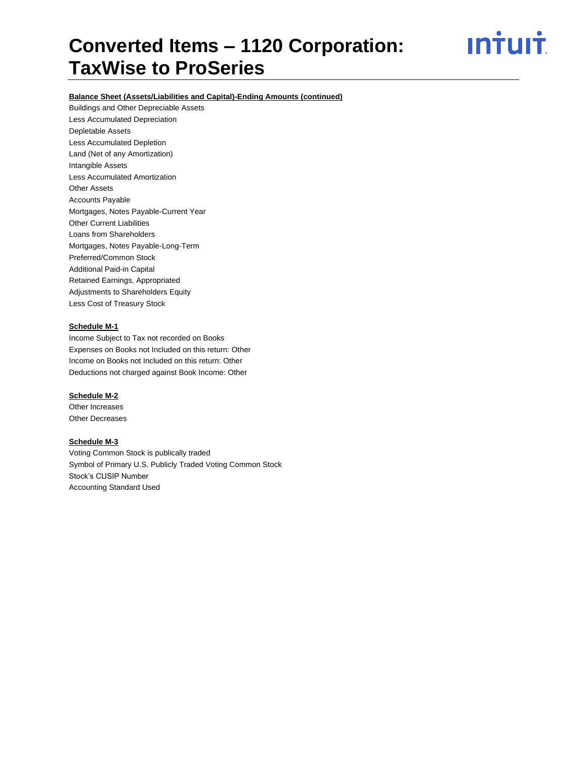# Converted Items – 1120 Corporation: TaxWise to ProSeries

**Balance Sheet (Assets/Liabilities and Capital)-Ending Amounts (continued)**

Buildings and Other Depreciable Assets
Less Accumulated Depreciation
Depletable Assets
Less Accumulated Depletion
Land (Net of any Amortization)
Intangible Assets
Less Accumulated Amortization
Other Assets
Accounts Payable
Mortgages, Notes Payable-Current Year
Other Current Liabilities
Loans from Shareholders
Mortgages, Notes Payable-Long-Term
Preferred/Common Stock
Additional Paid-in Capital
Retained Earnings, Appropriated
Adjustments to Shareholders Equity
Less Cost of Treasury Stock

**Schedule M-1**

Income Subject to Tax not recorded on Books
Expenses on Books not Included on this return: Other
Income on Books not Included on this return: Other
Deductions not charged against Book Income: Other

**Schedule M-2**

Other Increases
Other Decreases

**Schedule M-3**

Voting Common Stock is publically traded
Symbol of Primary U.S. Publicly Traded Voting Common Stock
Stock's CUSIP Number
Accounting Standard Used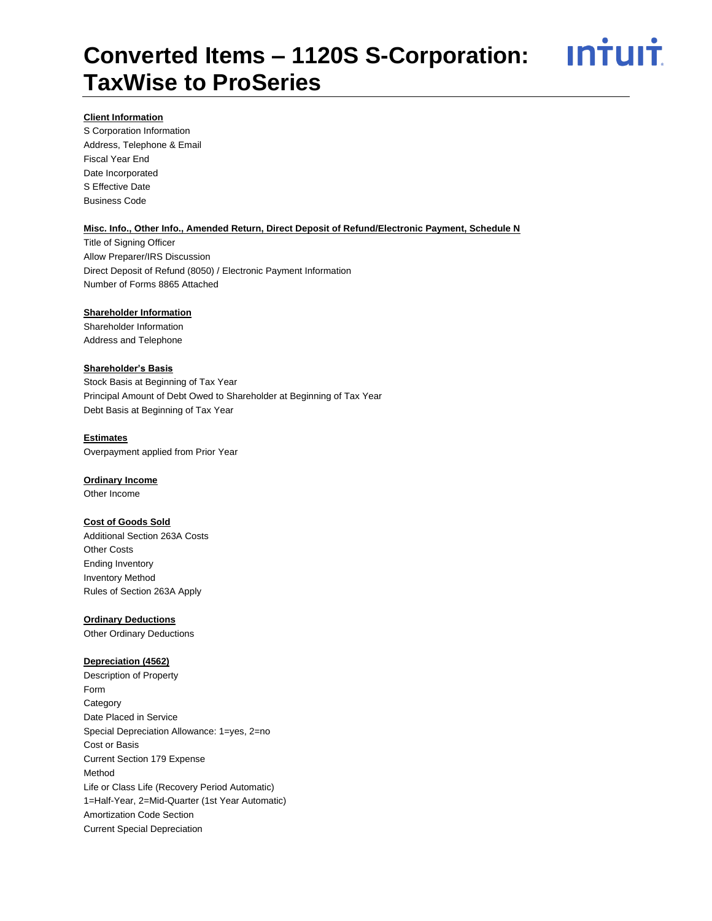# Converted Items – 1120S S-Corporation: TaxWise to ProSeries

**Client Information**

S Corporation Information
Address, Telephone & Email
Fiscal Year End
Date Incorporated
S Effective Date
Business Code

**Misc. Info., Other Info., Amended Return, Direct Deposit of Refund/Electronic Payment, Schedule N**

Title of Signing Officer
Allow Preparer/IRS Discussion
Direct Deposit of Refund (8050) / Electronic Payment Information
Number of Forms 8865 Attached

**Shareholder Information**

Shareholder Information
Address and Telephone

**Shareholder's Basis**

Stock Basis at Beginning of Tax Year
Principal Amount of Debt Owed to Shareholder at Beginning of Tax Year
Debt Basis at Beginning of Tax Year

**Estimates**

Overpayment applied from Prior Year

**Ordinary Income**

Other Income

**Cost of Goods Sold**

Additional Section 263A Costs
Other Costs
Ending Inventory
Inventory Method
Rules of Section 263A Apply

**Ordinary Deductions**

Other Ordinary Deductions

**Depreciation (4562)**

Description of Property
Form
Category
Date Placed in Service
Special Depreciation Allowance: 1=yes, 2=no
Cost or Basis
Current Section 179 Expense
Method
Life or Class Life (Recovery Period Automatic)
1=Half-Year, 2=Mid-Quarter (1st Year Automatic)
Amortization Code Section
Current Special Depreciation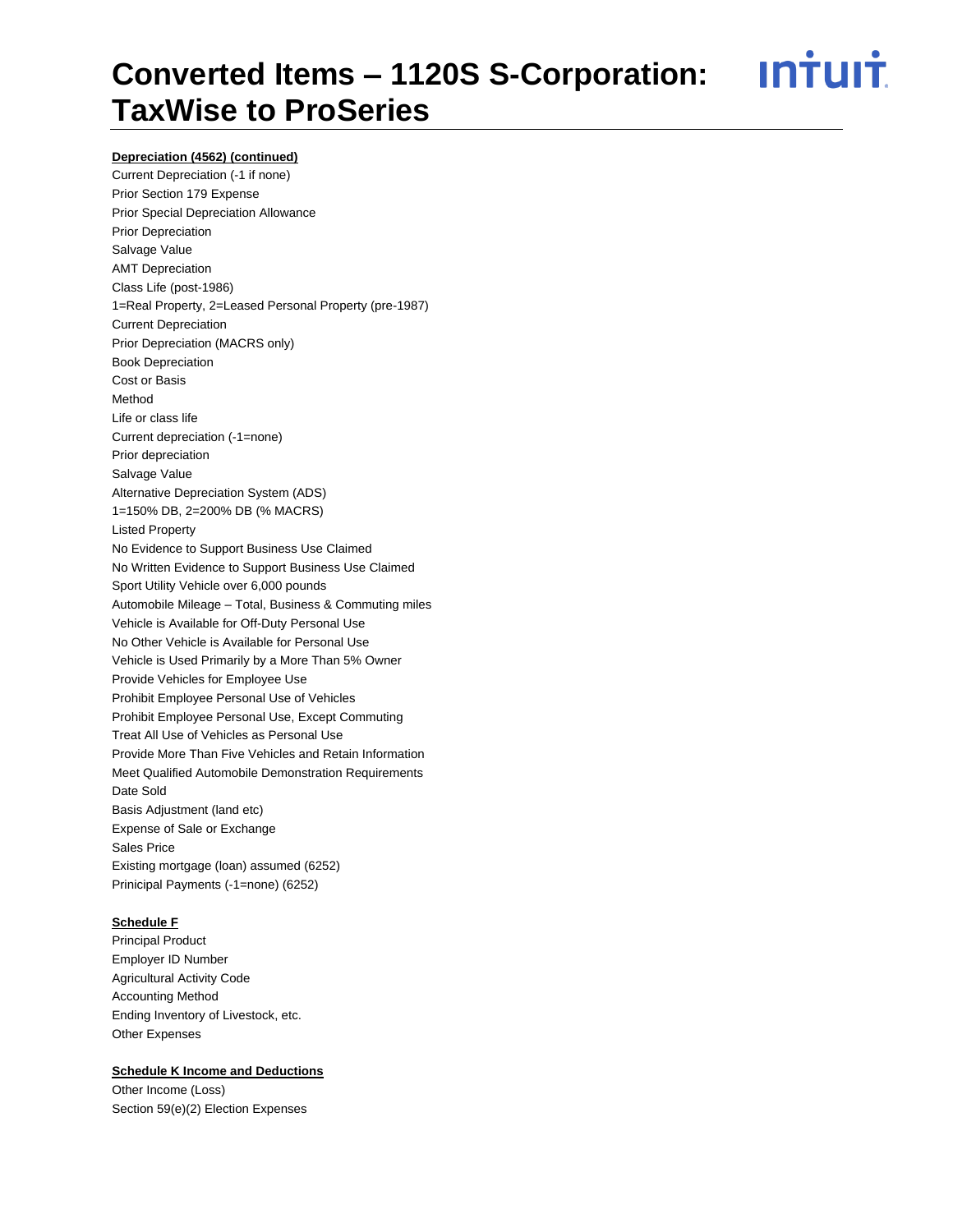**Depreciation (4562) (continued)**

Current Depreciation (-1 if none)
Prior Section 179 Expense
Prior Special Depreciation Allowance
Prior Depreciation
Salvage Value
AMT Depreciation
Class Life (post-1986)
1=Real Property, 2=Leased Personal Property (pre-1987)
Current Depreciation
Prior Depreciation (MACRS only)
Book Depreciation
Cost or Basis
Method
Life or class life
Current depreciation (-1=none)
Prior depreciation
Salvage Value
Alternative Depreciation System (ADS)
1=150% DB, 2=200% DB (% MACRS)
Listed Property
No Evidence to Support Business Use Claimed
No Written Evidence to Support Business Use Claimed
Sport Utility Vehicle over 6,000 pounds
Automobile Mileage – Total, Business & Commuting miles
Vehicle is Available for Off-Duty Personal Use
No Other Vehicle is Available for Personal Use
Vehicle is Used Primarily by a More Than 5% Owner
Provide Vehicles for Employee Use
Prohibit Employee Personal Use of Vehicles
Prohibit Employee Personal Use, Except Commuting
Treat All Use of Vehicles as Personal Use
Provide More Than Five Vehicles and Retain Information
Meet Qualified Automobile Demonstration Requirements
Date Sold
Basis Adjustment (land etc)
Expense of Sale or Exchange
Sales Price
Existing mortgage (loan) assumed (6252)
Prinicipal Payments (-1=none) (6252)

**Schedule F**

Principal Product
Employer ID Number
Agricultural Activity Code
Accounting Method
Ending Inventory of Livestock, etc.
Other Expenses

**Schedule K Income and Deductions**

Other Income (Loss)
Section 59(e)(2) Election Expenses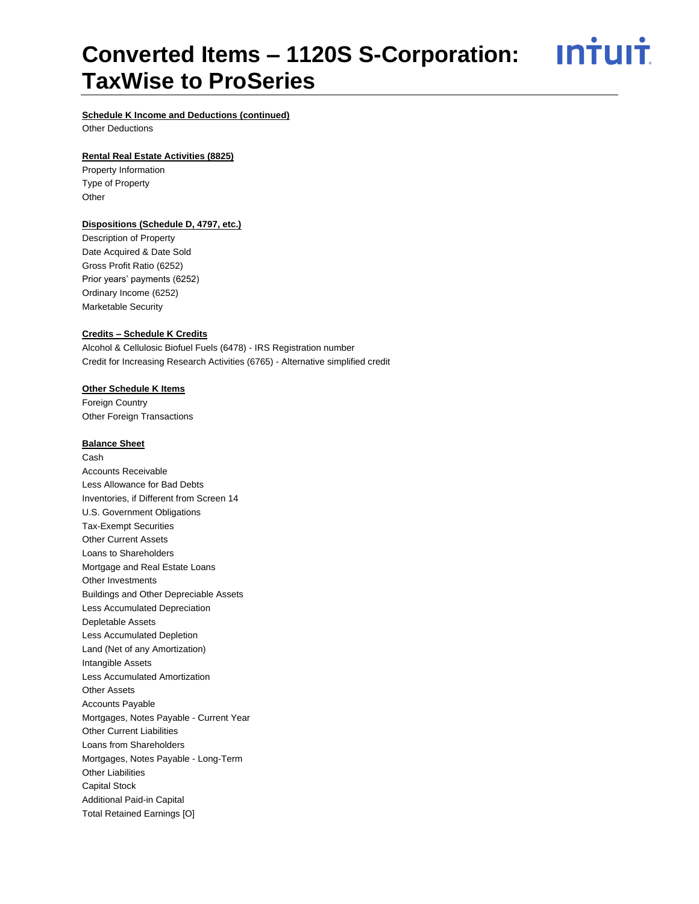**Schedule K Income and Deductions (continued)**

Other Deductions

**Rental Real Estate Activities (8825)**

Property Information
Type of Property
Other

**Dispositions (Schedule D, 4797, etc.)**

Description of Property
Date Acquired & Date Sold
Gross Profit Ratio (6252)
Prior years' payments (6252)
Ordinary Income (6252)
Marketable Security

**Credits – Schedule K Credits**

Alcohol & Cellulosic Biofuel Fuels (6478) - IRS Registration number
Credit for Increasing Research Activities (6765) - Alternative simplified credit

**Other Schedule K Items**

Foreign Country
Other Foreign Transactions

**Balance Sheet**

Cash
Accounts Receivable
Less Allowance for Bad Debts
Inventories, if Different from Screen 14
U.S. Government Obligations
Tax-Exempt Securities
Other Current Assets
Loans to Shareholders
Mortgage and Real Estate Loans
Other Investments
Buildings and Other Depreciable Assets
Less Accumulated Depreciation
Depletable Assets
Less Accumulated Depletion
Land (Net of any Amortization)
Intangible Assets
Less Accumulated Amortization
Other Assets
Accounts Payable
Mortgages, Notes Payable - Current Year
Other Current Liabilities
Loans from Shareholders
Mortgages, Notes Payable - Long-Term
Other Liabilities
Capital Stock
Additional Paid-in Capital
Total Retained Earnings [O]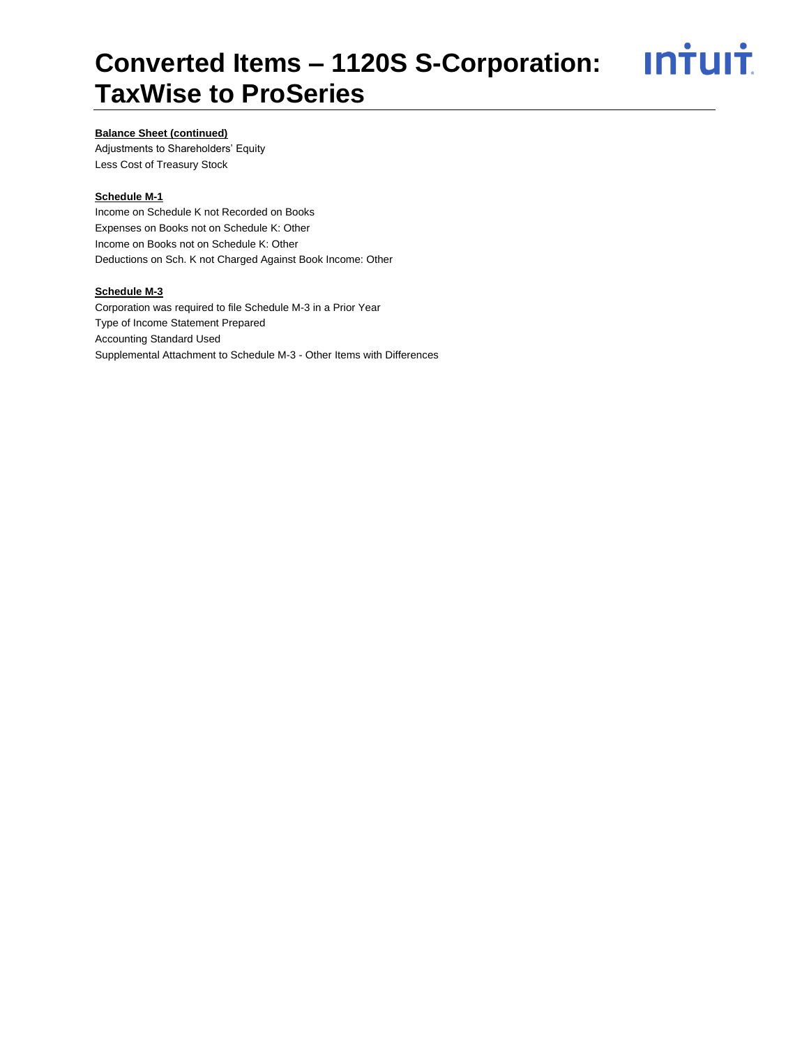# Converted Items – 1120S S-Corporation: TaxWise to ProSeries

**Balance Sheet (continued)**

Adjustments to Shareholders' Equity
Less Cost of Treasury Stock

**Schedule M-1**

Income on Schedule K not Recorded on Books
Expenses on Books not on Schedule K: Other
Income on Books not on Schedule K: Other
Deductions on Sch. K not Charged Against Book Income: Other

**Schedule M-3**

Corporation was required to file Schedule M-3 in a Prior Year
Type of Income Statement Prepared
Accounting Standard Used
Supplemental Attachment to Schedule M-3 - Other Items with Differences